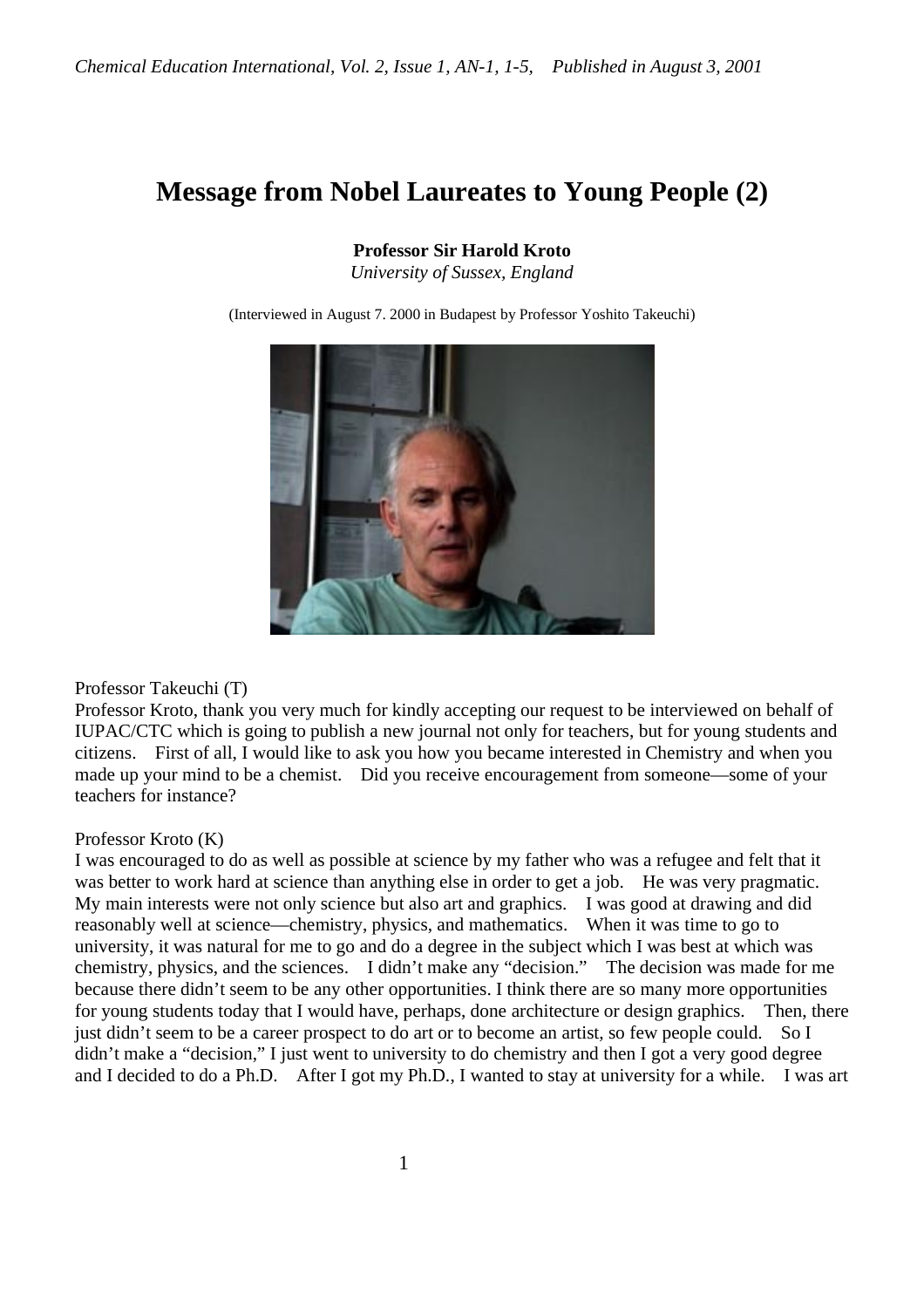# Message from Nobel Laureates to Young People (2)

**Professor Sir Harold Kroto**
*University of Sussex, England*

(Interviewed in August 7. 2000 in Budapest by Professor Yoshito Takeuchi)

Professor Takeuchi (T)
Professor Kroto, thank you very much for kindly accepting our request to be interviewed on behalf of IUPAC/CTC which is going to publish a new journal not only for teachers, but for young students and citizens. First of all, I would like to ask you how you became interested in Chemistry and when you made up your mind to be a chemist. Did you receive encouragement from someone—some of your teachers for instance?

Professor Kroto (K)
I was encouraged to do as well as possible at science by my father who was a refugee and felt that it was better to work hard at science than anything else in order to get a job. He was very pragmatic. My main interests were not only science but also art and graphics. I was good at drawing and did reasonably well at science—chemistry, physics, and mathematics. When it was time to go to university, it was natural for me to go and do a degree in the subject which I was best at which was chemistry, physics, and the sciences. I didn't make any "decision." The decision was made for me because there didn't seem to be any other opportunities. I think there are so many more opportunities for young students today that I would have, perhaps, done architecture or design graphics. Then, there just didn't seem to be a career prospect to do art or to become an artist, so few people could. So I didn't make a "decision," I just went to university to do chemistry and then I got a very good degree and I decided to do a Ph.D. After I got my Ph.D., I wanted to stay at university for a while. I was art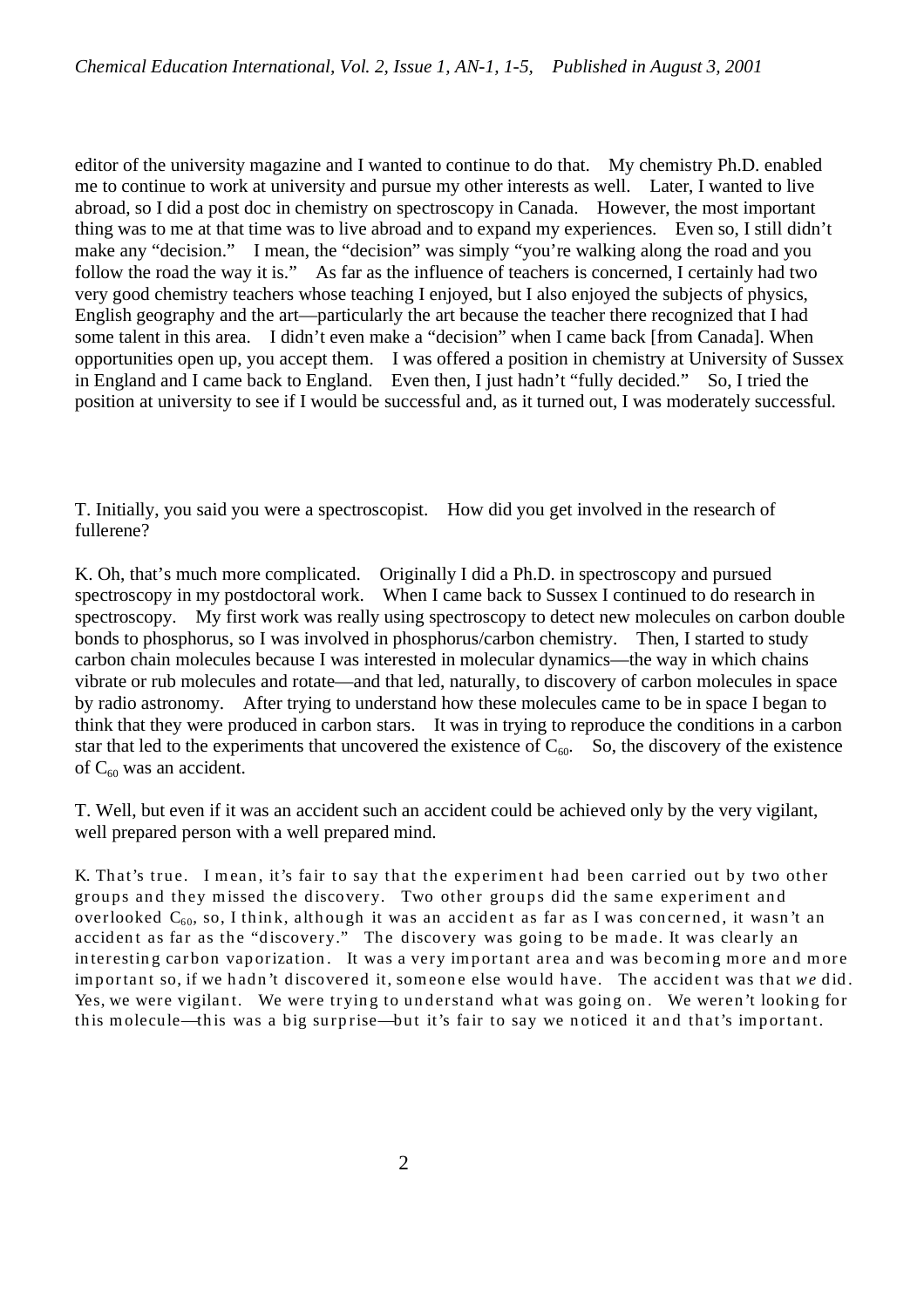editor of the university magazine and I wanted to continue to do that. My chemistry Ph.D. enabled me to continue to work at university and pursue my other interests as well. Later, I wanted to live abroad, so I did a post doc in chemistry on spectroscopy in Canada. However, the most important thing was to me at that time was to live abroad and to expand my experiences. Even so, I still didn't make any "decision." I mean, the "decision" was simply "you're walking along the road and you follow the road the way it is." As far as the influence of teachers is concerned, I certainly had two very good chemistry teachers whose teaching I enjoyed, but I also enjoyed the subjects of physics, English geography and the art—particularly the art because the teacher there recognized that I had some talent in this area. I didn't even make a "decision" when I came back [from Canada]. When opportunities open up, you accept them. I was offered a position in chemistry at University of Sussex in England and I came back to England. Even then, I just hadn't "fully decided." So, I tried the position at university to see if I would be successful and, as it turned out, I was moderately successful.

T. Initially, you said you were a spectroscopist. How did you get involved in the research of fullerene?

K. Oh, that's much more complicated. Originally I did a Ph.D. in spectroscopy and pursued spectroscopy in my postdoctoral work. When I came back to Sussex I continued to do research in spectroscopy. My first work was really using spectroscopy to detect new molecules on carbon double bonds to phosphorus, so I was involved in phosphorus/carbon chemistry. Then, I started to study carbon chain molecules because I was interested in molecular dynamics—the way in which chains vibrate or rub molecules and rotate—and that led, naturally, to discovery of carbon molecules in space by radio astronomy. After trying to understand how these molecules came to be in space I began to think that they were produced in carbon stars. It was in trying to reproduce the conditions in a carbon star that led to the experiments that uncovered the existence of $C_{60}$. So, the discovery of the existence of $C_{60}$ was an accident.

T. Well, but even if it was an accident such an accident could be achieved only by the very vigilant, well prepared person with a well prepared mind.

K. That's true. I mean, it's fair to say that the experiment had been carried out by two other groups and they missed the discovery. Two other groups did the same experiment and overlooked $C_{60}$, so, I think, although it was an accident as far as I was concerned, it wasn't an accident as far as the "discovery." The discovery was going to be made. It was clearly an interesting carbon vaporization. It was a very important area and was becoming more and more important so, if we hadn't discovered it, someone else would have. The accident was that *we* did. Yes, we were vigilant. We were trying to understand what was going on. We weren't looking for this molecule—this was a big surprise—but it's fair to say we noticed it and that's important.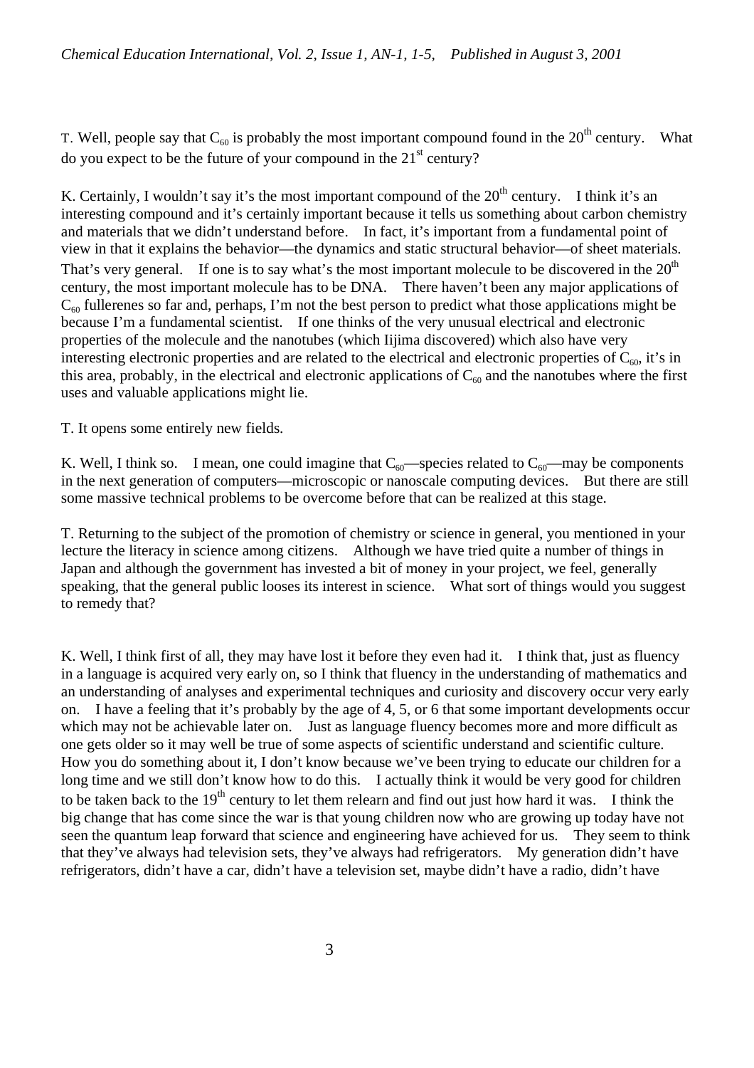T. Well, people say that $C_{60}$ is probably the most important compound found in the $20^{th}$ century. What do you expect to be the future of your compound in the $21^{st}$ century?

K. Certainly, I wouldn't say it's the most important compound of the $20^{th}$ century. I think it's an interesting compound and it's certainly important because it tells us something about carbon chemistry and materials that we didn't understand before. In fact, it's important from a fundamental point of view in that it explains the behavior—the dynamics and static structural behavior—of sheet materials. That's very general. If one is to say what's the most important molecule to be discovered in the $20^{th}$ century, the most important molecule has to be DNA. There haven't been any major applications of $C_{60}$ fullerenes so far and, perhaps, I'm not the best person to predict what those applications might be because I'm a fundamental scientist. If one thinks of the very unusual electrical and electronic properties of the molecule and the nanotubes (which Iijima discovered) which also have very interesting electronic properties and are related to the electrical and electronic properties of $C_{60}$, it's in this area, probably, in the electrical and electronic applications of $C_{60}$ and the nanotubes where the first uses and valuable applications might lie.

T. It opens some entirely new fields.

K. Well, I think so. I mean, one could imagine that $C_{60}$—species related to $C_{60}$—may be components in the next generation of computers—microscopic or nanoscale computing devices. But there are still some massive technical problems to be overcome before that can be realized at this stage.

T. Returning to the subject of the promotion of chemistry or science in general, you mentioned in your lecture the literacy in science among citizens. Although we have tried quite a number of things in Japan and although the government has invested a bit of money in your project, we feel, generally speaking, that the general public looses its interest in science. What sort of things would you suggest to remedy that?

K. Well, I think first of all, they may have lost it before they even had it. I think that, just as fluency in a language is acquired very early on, so I think that fluency in the understanding of mathematics and an understanding of analyses and experimental techniques and curiosity and discovery occur very early on. I have a feeling that it's probably by the age of 4, 5, or 6 that some important developments occur which may not be achievable later on. Just as language fluency becomes more and more difficult as one gets older so it may well be true of some aspects of scientific understand and scientific culture. How you do something about it, I don't know because we've been trying to educate our children for a long time and we still don't know how to do this. I actually think it would be very good for children to be taken back to the $19^{th}$ century to let them relearn and find out just how hard it was. I think the big change that has come since the war is that young children now who are growing up today have not seen the quantum leap forward that science and engineering have achieved for us. They seem to think that they've always had television sets, they've always had refrigerators. My generation didn't have refrigerators, didn't have a car, didn't have a television set, maybe didn't have a radio, didn't have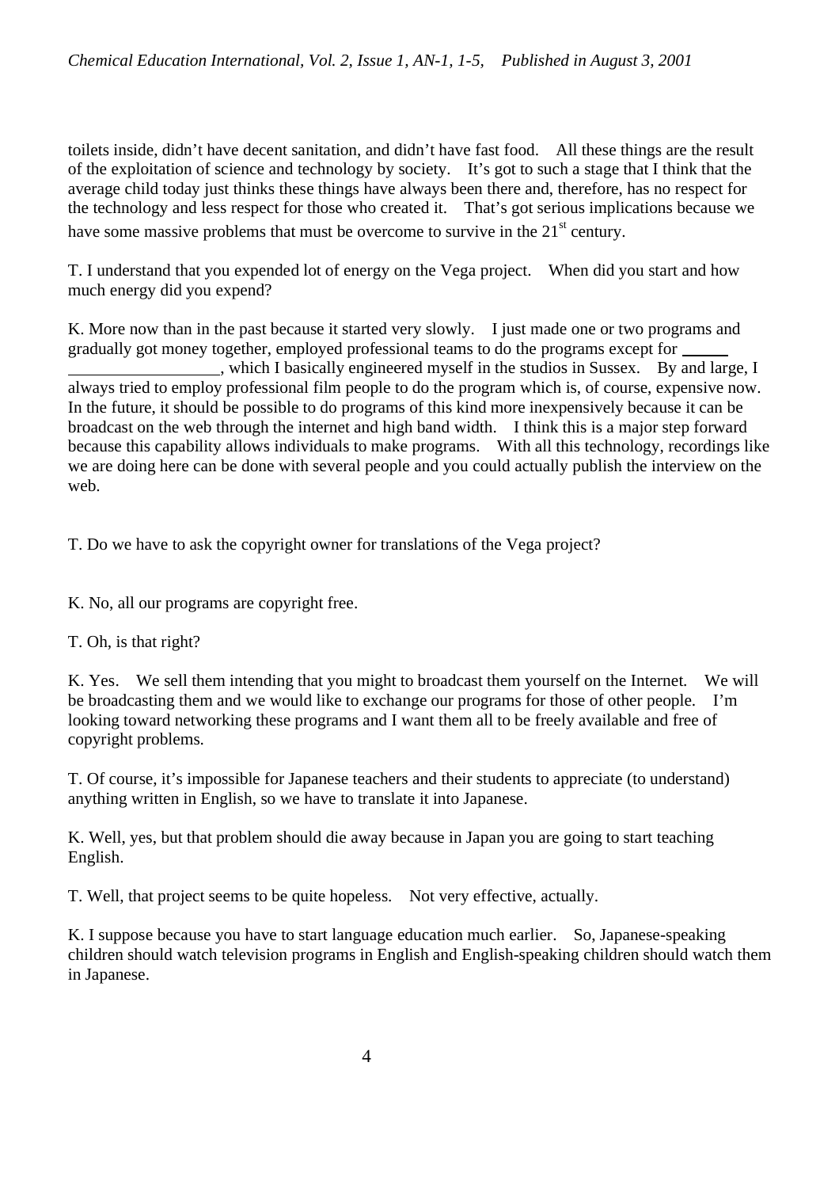toilets inside, didn't have decent sanitation, and didn't have fast food. All these things are the result of the exploitation of science and technology by society. It's got to such a stage that I think that the average child today just thinks these things have always been there and, therefore, has no respect for the technology and less respect for those who created it. That's got serious implications because we have some massive problems that must be overcome to survive in the 21st century.

T. I understand that you expended lot of energy on the Vega project. When did you start and how much energy did you expend?

K. More now than in the past because it started very slowly. I just made one or two programs and gradually got money together, employed professional teams to do the programs except for ______ __________________, which I basically engineered myself in the studios in Sussex. By and large, I always tried to employ professional film people to do the program which is, of course, expensive now. In the future, it should be possible to do programs of this kind more inexpensively because it can be broadcast on the web through the internet and high band width. I think this is a major step forward because this capability allows individuals to make programs. With all this technology, recordings like we are doing here can be done with several people and you could actually publish the interview on the web.

T. Do we have to ask the copyright owner for translations of the Vega project?

K. No, all our programs are copyright free.

T. Oh, is that right?

K. Yes. We sell them intending that you might to broadcast them yourself on the Internet. We will be broadcasting them and we would like to exchange our programs for those of other people. I'm looking toward networking these programs and I want them all to be freely available and free of copyright problems.

T. Of course, it's impossible for Japanese teachers and their students to appreciate (to understand) anything written in English, so we have to translate it into Japanese.

K. Well, yes, but that problem should die away because in Japan you are going to start teaching English.

T. Well, that project seems to be quite hopeless. Not very effective, actually.

K. I suppose because you have to start language education much earlier. So, Japanese-speaking children should watch television programs in English and English-speaking children should watch them in Japanese.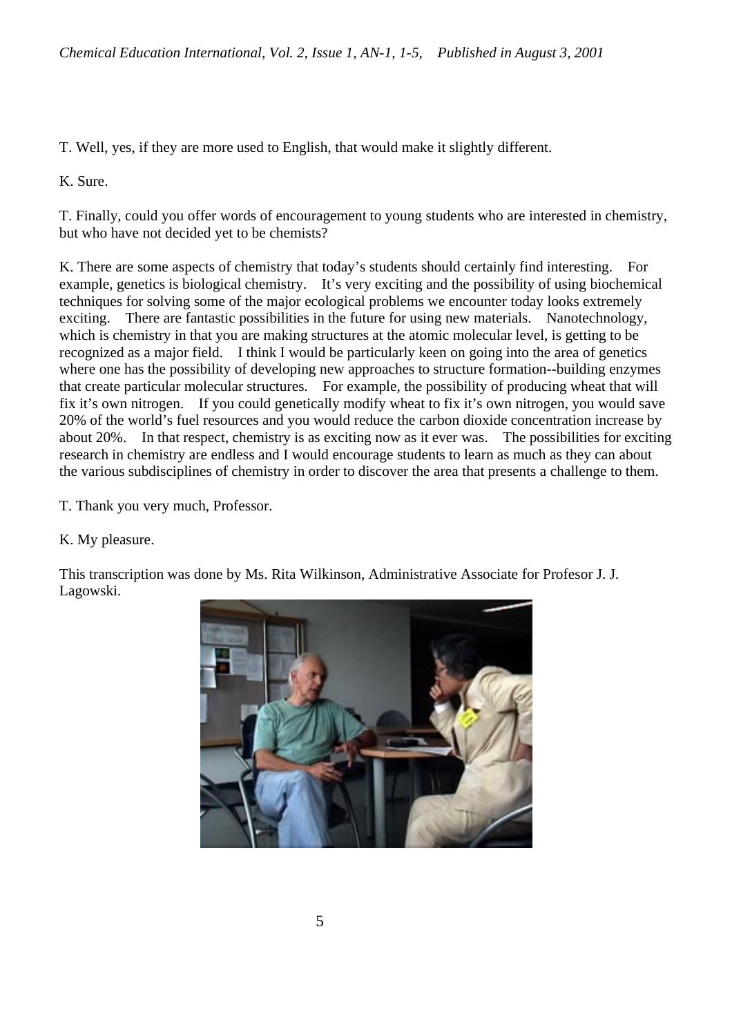T. Well, yes, if they are more used to English, that would make it slightly different.

K. Sure.

T. Finally, could you offer words of encouragement to young students who are interested in chemistry, but who have not decided yet to be chemists?

K. There are some aspects of chemistry that today's students should certainly find interesting. For example, genetics is biological chemistry. It's very exciting and the possibility of using biochemical techniques for solving some of the major ecological problems we encounter today looks extremely exciting. There are fantastic possibilities in the future for using new materials. Nanotechnology, which is chemistry in that you are making structures at the atomic molecular level, is getting to be recognized as a major field. I think I would be particularly keen on going into the area of genetics where one has the possibility of developing new approaches to structure formation--building enzymes that create particular molecular structures. For example, the possibility of producing wheat that will fix it's own nitrogen. If you could genetically modify wheat to fix it's own nitrogen, you would save 20% of the world's fuel resources and you would reduce the carbon dioxide concentration increase by about 20%. In that respect, chemistry is as exciting now as it ever was. The possibilities for exciting research in chemistry are endless and I would encourage students to learn as much as they can about the various subdisciplines of chemistry in order to discover the area that presents a challenge to them.

T. Thank you very much, Professor.

K. My pleasure.

This transcription was done by Ms. Rita Wilkinson, Administrative Associate for Profesor J. J. Lagowski.